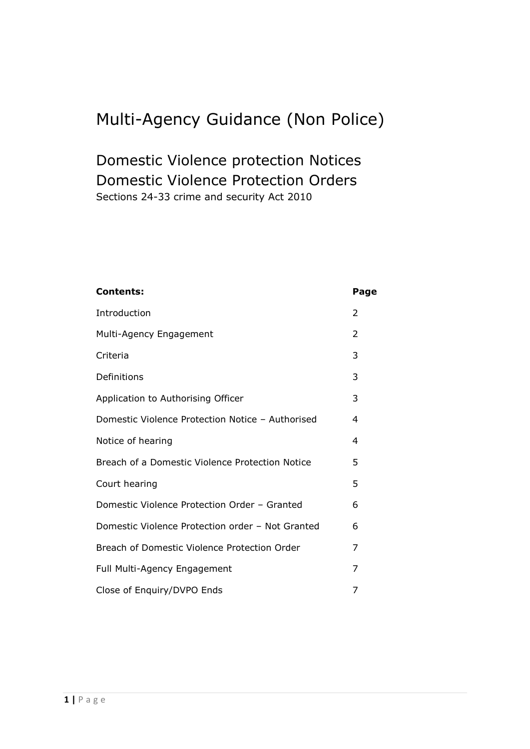# Multi-Agency Guidance (Non Police)

## Domestic Violence protection Notices
## Domestic Violence Protection Orders

Sections 24-33 crime and security Act 2010

| **Contents:** | **Page** |
|---|---|
| Introduction | 2 |
| Multi-Agency Engagement | 2 |
| Criteria | 3 |
| Definitions | 3 |
| Application to Authorising Officer | 3 |
| Domestic Violence Protection Notice – Authorised | 4 |
| Notice of hearing | 4 |
| Breach of a Domestic Violence Protection Notice | 5 |
| Court hearing | 5 |
| Domestic Violence Protection Order – Granted | 6 |
| Domestic Violence Protection order – Not Granted | 6 |
| Breach of Domestic Violence Protection Order | 7 |
| Full Multi-Agency Engagement | 7 |
| Close of Enquiry/DVPO Ends | 7 |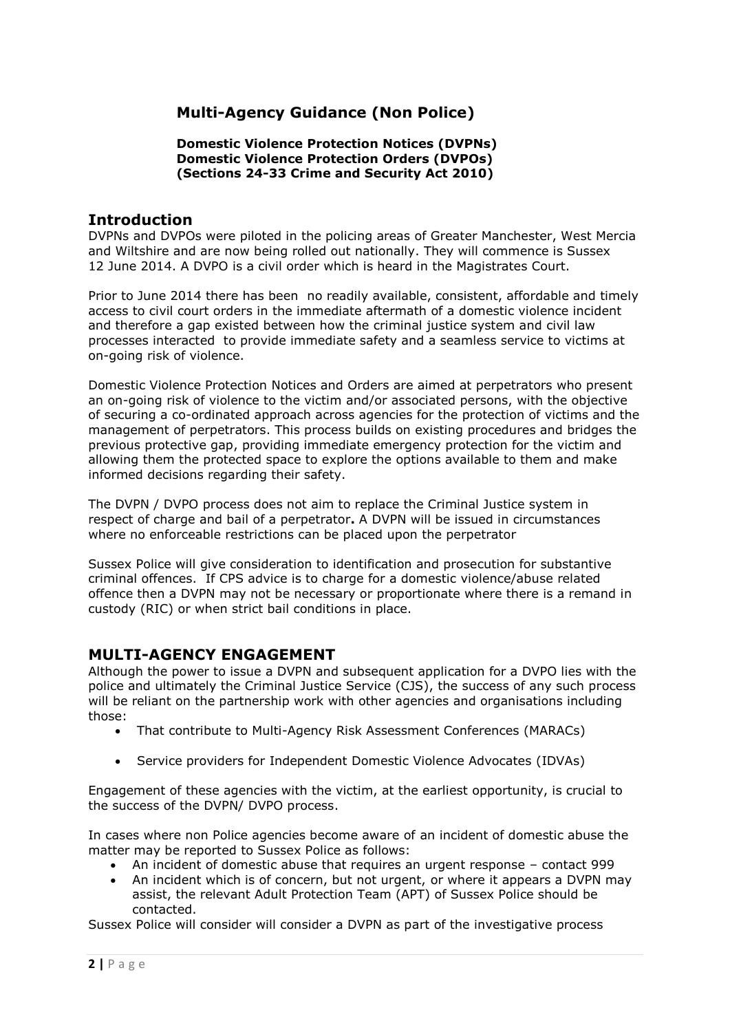## Multi-Agency Guidance (Non Police)

**Domestic Violence Protection Notices (DVPNs)**
**Domestic Violence Protection Orders (DVPOs)**
**(Sections 24-33 Crime and Security Act 2010)**

# Introduction

DVPNs and DVPOs were piloted in the policing areas of Greater Manchester, West Mercia and Wiltshire and are now being rolled out nationally. They will commence is Sussex 12 June 2014. A DVPO is a civil order which is heard in the Magistrates Court.

Prior to June 2014 there has been no readily available, consistent, affordable and timely access to civil court orders in the immediate aftermath of a domestic violence incident and therefore a gap existed between how the criminal justice system and civil law processes interacted to provide immediate safety and a seamless service to victims at on-going risk of violence.

Domestic Violence Protection Notices and Orders are aimed at perpetrators who present an on-going risk of violence to the victim and/or associated persons, with the objective of securing a co-ordinated approach across agencies for the protection of victims and the management of perpetrators. This process builds on existing procedures and bridges the previous protective gap, providing immediate emergency protection for the victim and allowing them the protected space to explore the options available to them and make informed decisions regarding their safety.

The DVPN / DVPO process does not aim to replace the Criminal Justice system in respect of charge and bail of a perpetrator**.** A DVPN will be issued in circumstances where no enforceable restrictions can be placed upon the perpetrator

Sussex Police will give consideration to identification and prosecution for substantive criminal offences. If CPS advice is to charge for a domestic violence/abuse related offence then a DVPN may not be necessary or proportionate where there is a remand in custody (RIC) or when strict bail conditions in place.

# MULTI-AGENCY ENGAGEMENT

Although the power to issue a DVPN and subsequent application for a DVPO lies with the police and ultimately the Criminal Justice Service (CJS), the success of any such process will be reliant on the partnership work with other agencies and organisations including those:

- That contribute to Multi-Agency Risk Assessment Conferences (MARACs)
- Service providers for Independent Domestic Violence Advocates (IDVAs)

Engagement of these agencies with the victim, at the earliest opportunity, is crucial to the success of the DVPN/ DVPO process.

In cases where non Police agencies become aware of an incident of domestic abuse the matter may be reported to Sussex Police as follows:

- An incident of domestic abuse that requires an urgent response – contact 999
- An incident which is of concern, but not urgent, or where it appears a DVPN may assist, the relevant Adult Protection Team (APT) of Sussex Police should be contacted.

Sussex Police will consider will consider a DVPN as part of the investigative process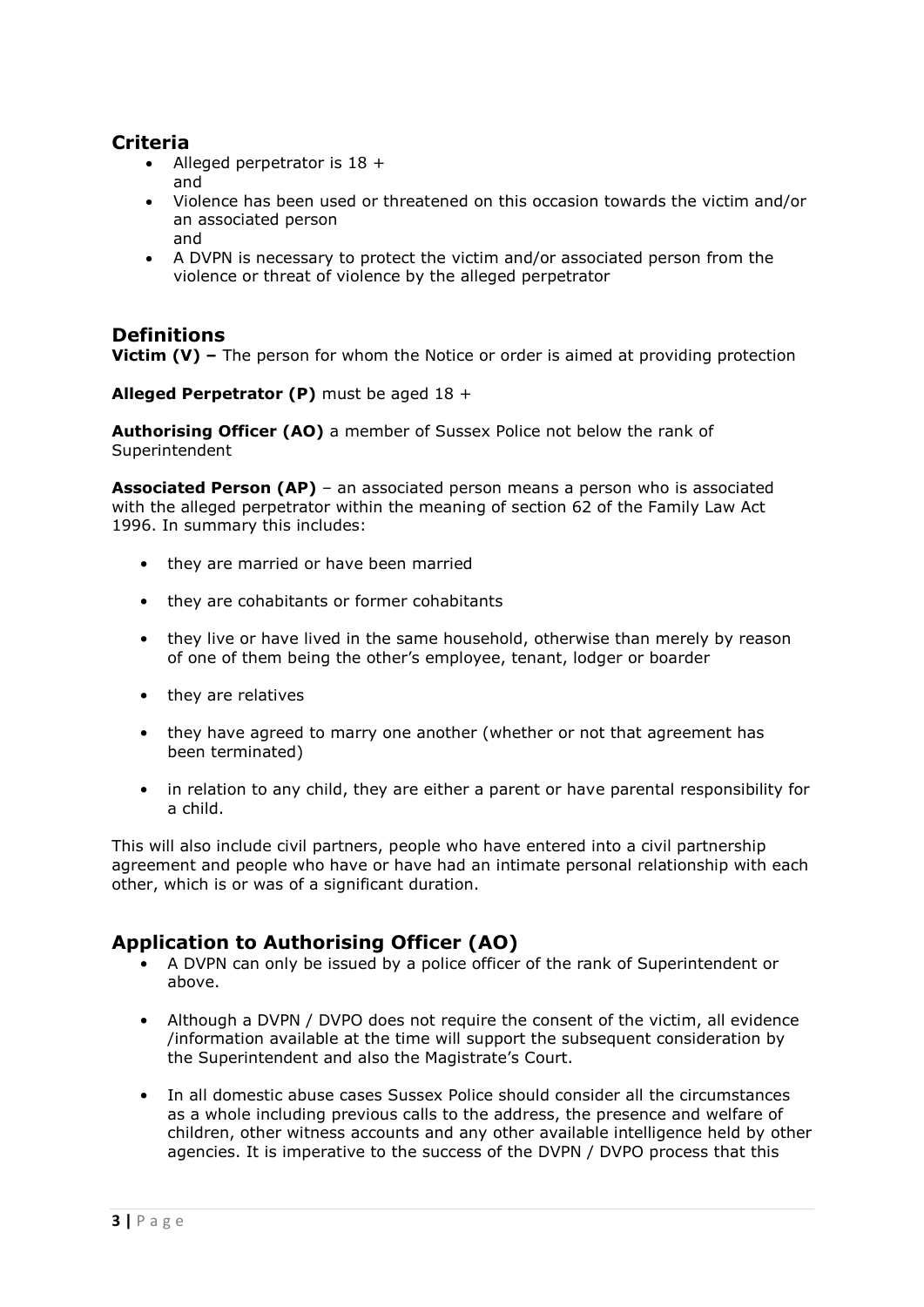## Criteria

- Alleged perpetrator is 18 +
  and
- Violence has been used or threatened on this occasion towards the victim and/or an associated person
  and
- A DVPN is necessary to protect the victim and/or associated person from the violence or threat of violence by the alleged perpetrator

## Definitions

**Victim (V) –** The person for whom the Notice or order is aimed at providing protection

**Alleged Perpetrator (P)** must be aged 18 +

**Authorising Officer (AO)** a member of Sussex Police not below the rank of Superintendent

**Associated Person (AP)** – an associated person means a person who is associated with the alleged perpetrator within the meaning of section 62 of the Family Law Act 1996. In summary this includes:

- they are married or have been married
- they are cohabitants or former cohabitants
- they live or have lived in the same household, otherwise than merely by reason of one of them being the other's employee, tenant, lodger or boarder
- they are relatives
- they have agreed to marry one another (whether or not that agreement has been terminated)
- in relation to any child, they are either a parent or have parental responsibility for a child.

This will also include civil partners, people who have entered into a civil partnership agreement and people who have or have had an intimate personal relationship with each other, which is or was of a significant duration.

## Application to Authorising Officer (AO)

- A DVPN can only be issued by a police officer of the rank of Superintendent or above.
- Although a DVPN / DVPO does not require the consent of the victim, all evidence /information available at the time will support the subsequent consideration by the Superintendent and also the Magistrate's Court.
- In all domestic abuse cases Sussex Police should consider all the circumstances as a whole including previous calls to the address, the presence and welfare of children, other witness accounts and any other available intelligence held by other agencies. It is imperative to the success of the DVPN / DVPO process that this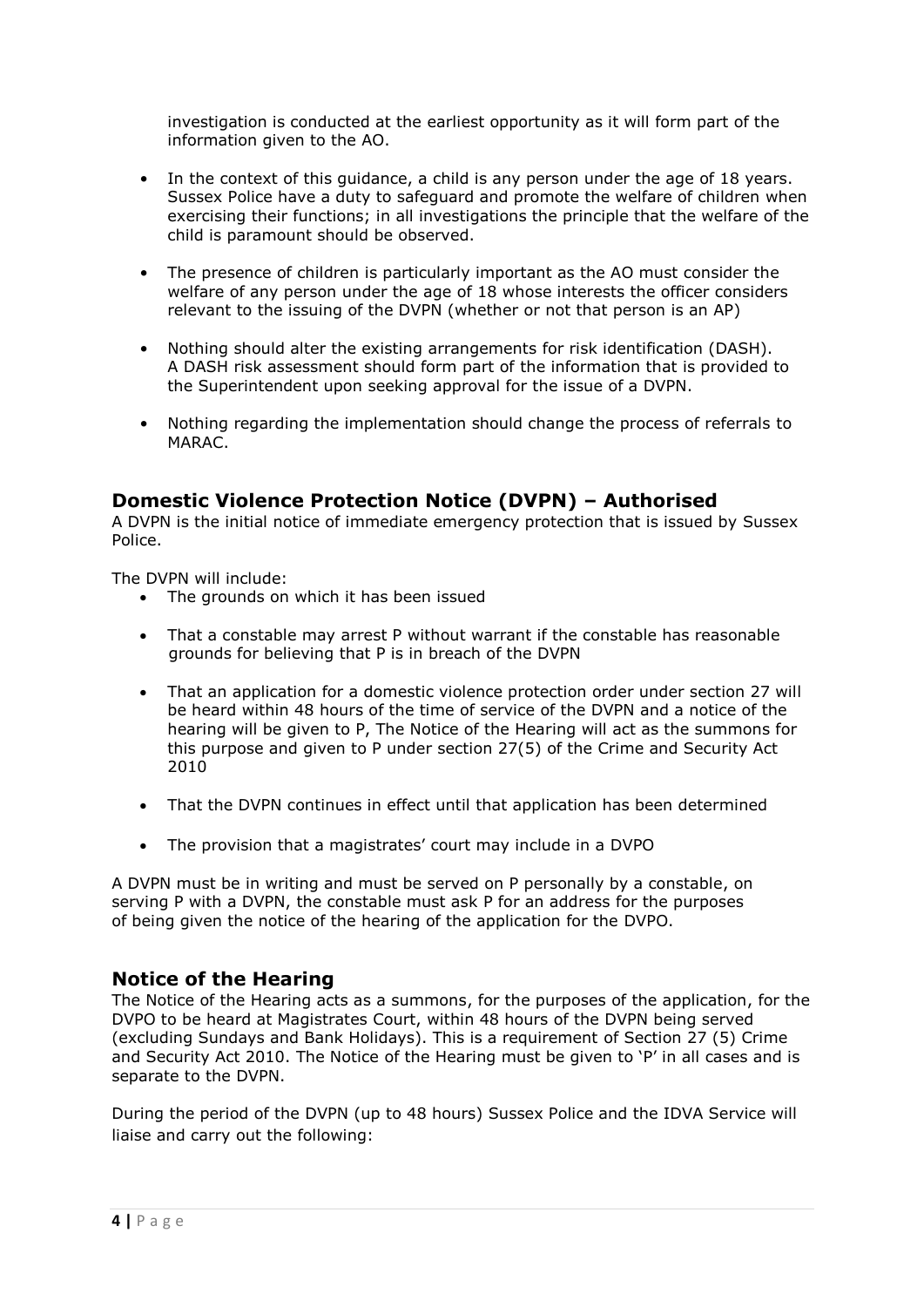investigation is conducted at the earliest opportunity as it will form part of the information given to the AO.

- In the context of this guidance, a child is any person under the age of 18 years. Sussex Police have a duty to safeguard and promote the welfare of children when exercising their functions; in all investigations the principle that the welfare of the child is paramount should be observed.
- The presence of children is particularly important as the AO must consider the welfare of any person under the age of 18 whose interests the officer considers relevant to the issuing of the DVPN (whether or not that person is an AP)
- Nothing should alter the existing arrangements for risk identification (DASH). A DASH risk assessment should form part of the information that is provided to the Superintendent upon seeking approval for the issue of a DVPN.
- Nothing regarding the implementation should change the process of referrals to MARAC.

## Domestic Violence Protection Notice (DVPN) – Authorised

A DVPN is the initial notice of immediate emergency protection that is issued by Sussex Police.

The DVPN will include:

- The grounds on which it has been issued
- That a constable may arrest P without warrant if the constable has reasonable grounds for believing that P is in breach of the DVPN
- That an application for a domestic violence protection order under section 27 will be heard within 48 hours of the time of service of the DVPN and a notice of the hearing will be given to P, The Notice of the Hearing will act as the summons for this purpose and given to P under section 27(5) of the Crime and Security Act 2010
- That the DVPN continues in effect until that application has been determined
- The provision that a magistrates' court may include in a DVPO

A DVPN must be in writing and must be served on P personally by a constable, on serving P with a DVPN, the constable must ask P for an address for the purposes of being given the notice of the hearing of the application for the DVPO.

## Notice of the Hearing

The Notice of the Hearing acts as a summons, for the purposes of the application, for the DVPO to be heard at Magistrates Court, within 48 hours of the DVPN being served (excluding Sundays and Bank Holidays). This is a requirement of Section 27 (5) Crime and Security Act 2010. The Notice of the Hearing must be given to 'P' in all cases and is separate to the DVPN.

During the period of the DVPN (up to 48 hours) Sussex Police and the IDVA Service will liaise and carry out the following: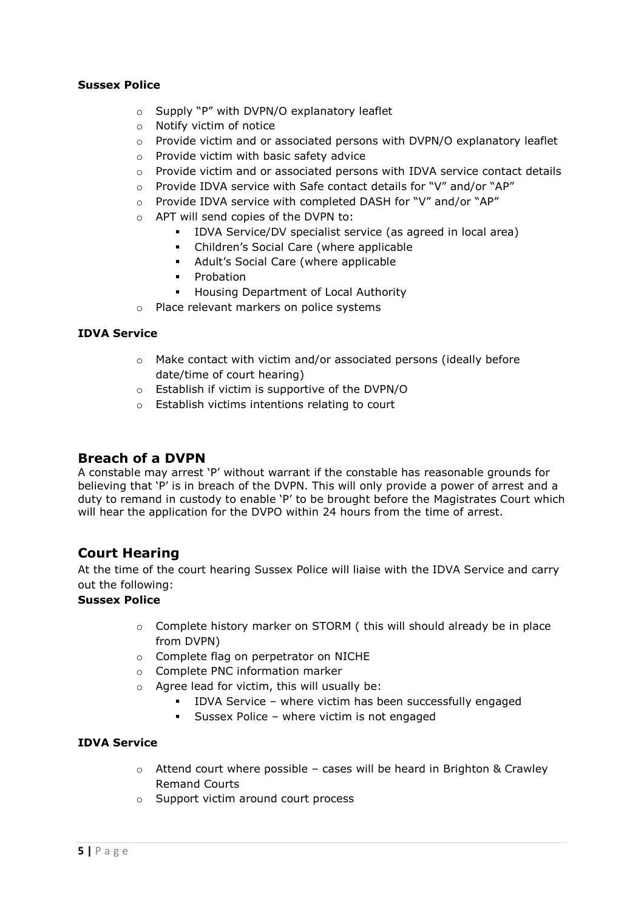**Sussex Police**

- Supply "P" with DVPN/O explanatory leaflet
- Notify victim of notice
- Provide victim and or associated persons with DVPN/O explanatory leaflet
- Provide victim with basic safety advice
- Provide victim and or associated persons with IDVA service contact details
- Provide IDVA service with Safe contact details for "V" and/or "AP"
- Provide IDVA service with completed DASH for "V" and/or "AP"
- APT will send copies of the DVPN to:
  - IDVA Service/DV specialist service (as agreed in local area)
  - Children's Social Care (where applicable
  - Adult's Social Care (where applicable
  - Probation
  - Housing Department of Local Authority
- Place relevant markers on police systems

**IDVA Service**

- Make contact with victim and/or associated persons (ideally before date/time of court hearing)
- Establish if victim is supportive of the DVPN/O
- Establish victims intentions relating to court

## Breach of a DVPN

A constable may arrest 'P' without warrant if the constable has reasonable grounds for believing that 'P' is in breach of the DVPN. This will only provide a power of arrest and a duty to remand in custody to enable 'P' to be brought before the Magistrates Court which will hear the application for the DVPO within 24 hours from the time of arrest.

## Court Hearing

At the time of the court hearing Sussex Police will liaise with the IDVA Service and carry out the following:

**Sussex Police**

- Complete history marker on STORM ( this will should already be in place from DVPN)
- Complete flag on perpetrator on NICHE
- Complete PNC information marker
- Agree lead for victim, this will usually be:
  - IDVA Service – where victim has been successfully engaged
  - Sussex Police – where victim is not engaged

**IDVA Service**

- Attend court where possible – cases will be heard in Brighton & Crawley Remand Courts
- Support victim around court process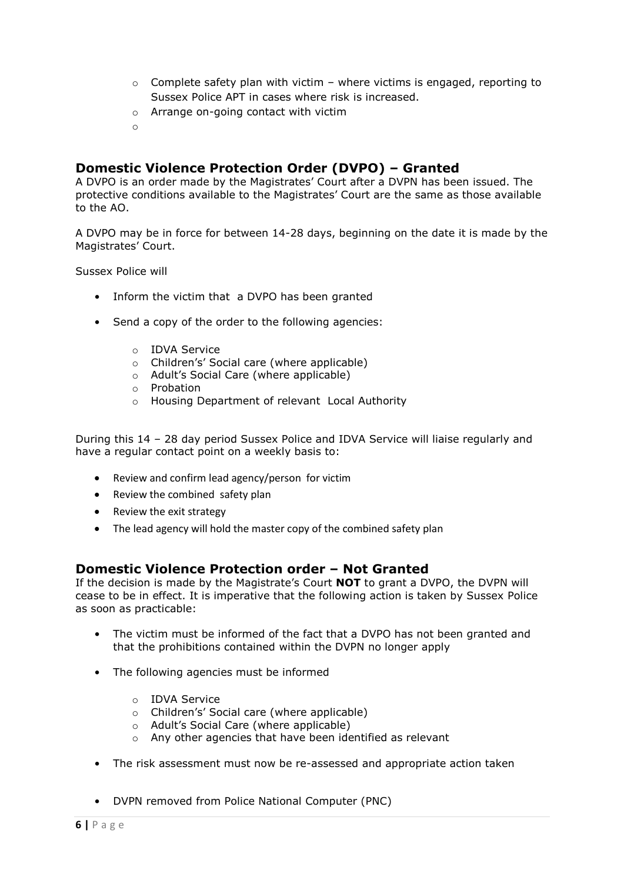- Complete safety plan with victim – where victims is engaged, reporting to Sussex Police APT in cases where risk is increased.
- Arrange on-going contact with victim

## Domestic Violence Protection Order (DVPO) – Granted

A DVPO is an order made by the Magistrates' Court after a DVPN has been issued. The protective conditions available to the Magistrates' Court are the same as those available to the AO.

A DVPO may be in force for between 14-28 days, beginning on the date it is made by the Magistrates' Court.

Sussex Police will

- Inform the victim that a DVPO has been granted
- Send a copy of the order to the following agencies:
  - IDVA Service
  - Children's' Social care (where applicable)
  - Adult's Social Care (where applicable)
  - Probation
  - Housing Department of relevant Local Authority

During this 14 – 28 day period Sussex Police and IDVA Service will liaise regularly and have a regular contact point on a weekly basis to:

- Review and confirm lead agency/person for victim
- Review the combined safety plan
- Review the exit strategy
- The lead agency will hold the master copy of the combined safety plan

## Domestic Violence Protection order – Not Granted

If the decision is made by the Magistrate's Court **NOT** to grant a DVPO, the DVPN will cease to be in effect. It is imperative that the following action is taken by Sussex Police as soon as practicable:

- The victim must be informed of the fact that a DVPO has not been granted and that the prohibitions contained within the DVPN no longer apply
- The following agencies must be informed
  - IDVA Service
  - Children's' Social care (where applicable)
  - Adult's Social Care (where applicable)
  - Any other agencies that have been identified as relevant
- The risk assessment must now be re-assessed and appropriate action taken
- DVPN removed from Police National Computer (PNC)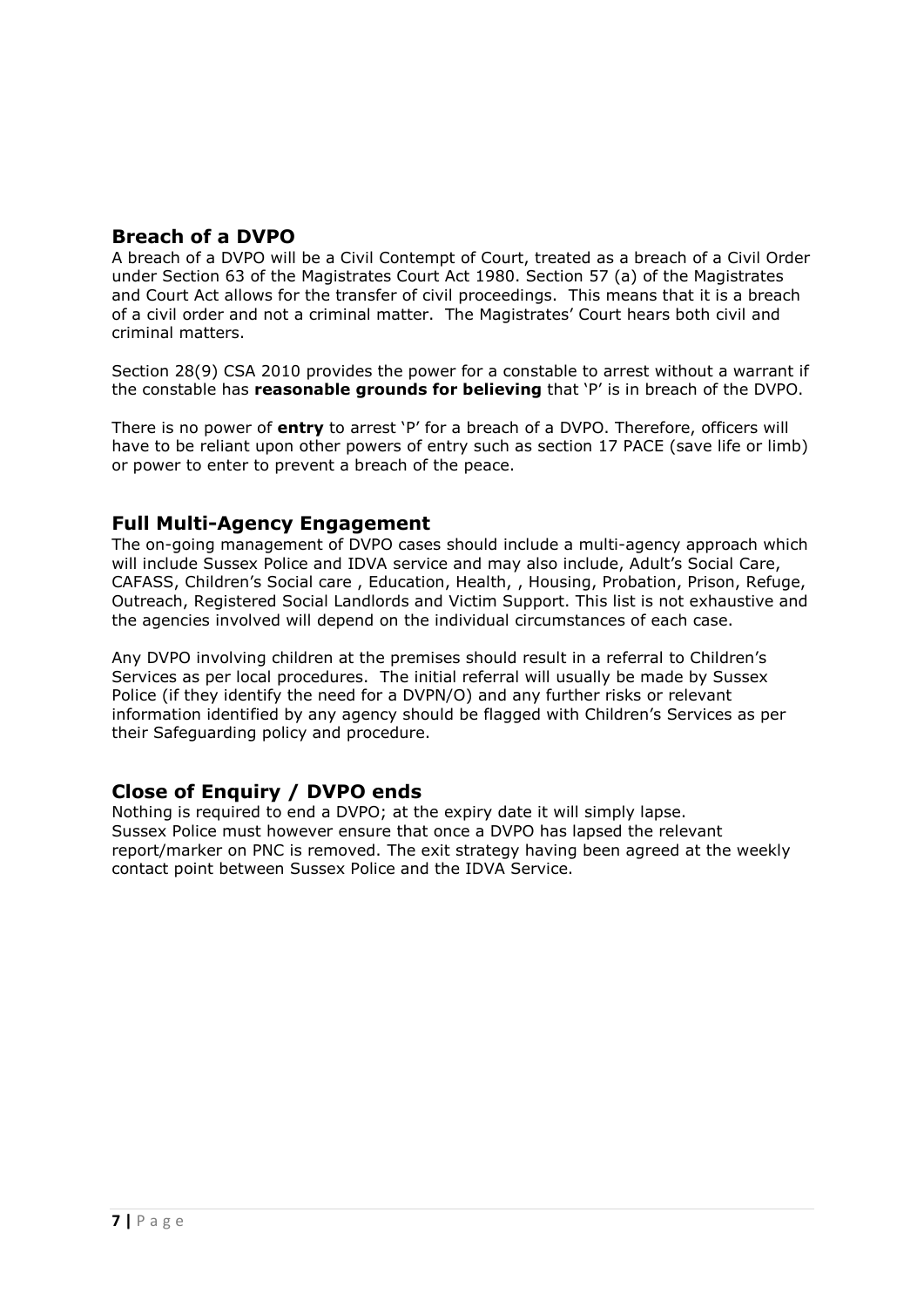## Breach of a DVPO

A breach of a DVPO will be a Civil Contempt of Court, treated as a breach of a Civil Order under Section 63 of the Magistrates Court Act 1980. Section 57 (a) of the Magistrates and Court Act allows for the transfer of civil proceedings. This means that it is a breach of a civil order and not a criminal matter. The Magistrates' Court hears both civil and criminal matters.

Section 28(9) CSA 2010 provides the power for a constable to arrest without a warrant if the constable has **reasonable grounds for believing** that 'P' is in breach of the DVPO.

There is no power of **entry** to arrest 'P' for a breach of a DVPO. Therefore, officers will have to be reliant upon other powers of entry such as section 17 PACE (save life or limb) or power to enter to prevent a breach of the peace.

## Full Multi-Agency Engagement

The on-going management of DVPO cases should include a multi-agency approach which will include Sussex Police and IDVA service and may also include, Adult's Social Care, CAFASS, Children's Social care , Education, Health, , Housing, Probation, Prison, Refuge, Outreach, Registered Social Landlords and Victim Support. This list is not exhaustive and the agencies involved will depend on the individual circumstances of each case.

Any DVPO involving children at the premises should result in a referral to Children's Services as per local procedures. The initial referral will usually be made by Sussex Police (if they identify the need for a DVPN/O) and any further risks or relevant information identified by any agency should be flagged with Children's Services as per their Safeguarding policy and procedure.

## Close of Enquiry / DVPO ends

Nothing is required to end a DVPO; at the expiry date it will simply lapse.
Sussex Police must however ensure that once a DVPO has lapsed the relevant report/marker on PNC is removed. The exit strategy having been agreed at the weekly contact point between Sussex Police and the IDVA Service.